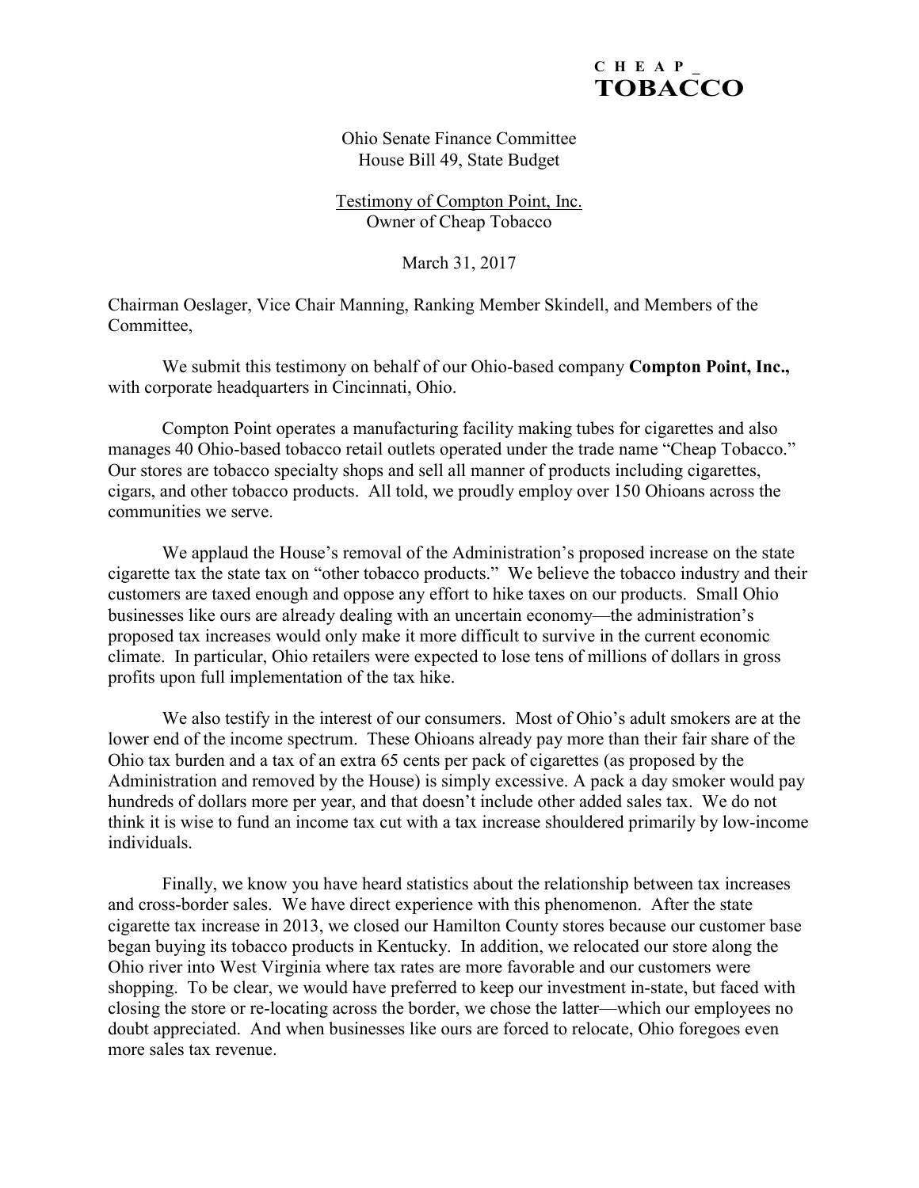C H E A P _
**TOBACCO**

Ohio Senate Finance Committee
House Bill 49, State Budget

<u>Testimony of Compton Point, Inc.</u>
Owner of Cheap Tobacco

March 31, 2017

Chairman Oeslager, Vice Chair Manning, Ranking Member Skindell, and Members of the Committee,

We submit this testimony on behalf of our Ohio-based company **Compton Point, Inc.,** with corporate headquarters in Cincinnati, Ohio.

Compton Point operates a manufacturing facility making tubes for cigarettes and also manages 40 Ohio-based tobacco retail outlets operated under the trade name "Cheap Tobacco." Our stores are tobacco specialty shops and sell all manner of products including cigarettes, cigars, and other tobacco products. All told, we proudly employ over 150 Ohioans across the communities we serve.

We applaud the House's removal of the Administration's proposed increase on the state cigarette tax the state tax on "other tobacco products." We believe the tobacco industry and their customers are taxed enough and oppose any effort to hike taxes on our products. Small Ohio businesses like ours are already dealing with an uncertain economy—the administration's proposed tax increases would only make it more difficult to survive in the current economic climate. In particular, Ohio retailers were expected to lose tens of millions of dollars in gross profits upon full implementation of the tax hike.

We also testify in the interest of our consumers. Most of Ohio's adult smokers are at the lower end of the income spectrum. These Ohioans already pay more than their fair share of the Ohio tax burden and a tax of an extra 65 cents per pack of cigarettes (as proposed by the Administration and removed by the House) is simply excessive. A pack a day smoker would pay hundreds of dollars more per year, and that doesn't include other added sales tax. We do not think it is wise to fund an income tax cut with a tax increase shouldered primarily by low-income individuals.

Finally, we know you have heard statistics about the relationship between tax increases and cross-border sales. We have direct experience with this phenomenon. After the state cigarette tax increase in 2013, we closed our Hamilton County stores because our customer base began buying its tobacco products in Kentucky. In addition, we relocated our store along the Ohio river into West Virginia where tax rates are more favorable and our customers were shopping. To be clear, we would have preferred to keep our investment in-state, but faced with closing the store or re-locating across the border, we chose the latter—which our employees no doubt appreciated. And when businesses like ours are forced to relocate, Ohio foregoes even more sales tax revenue.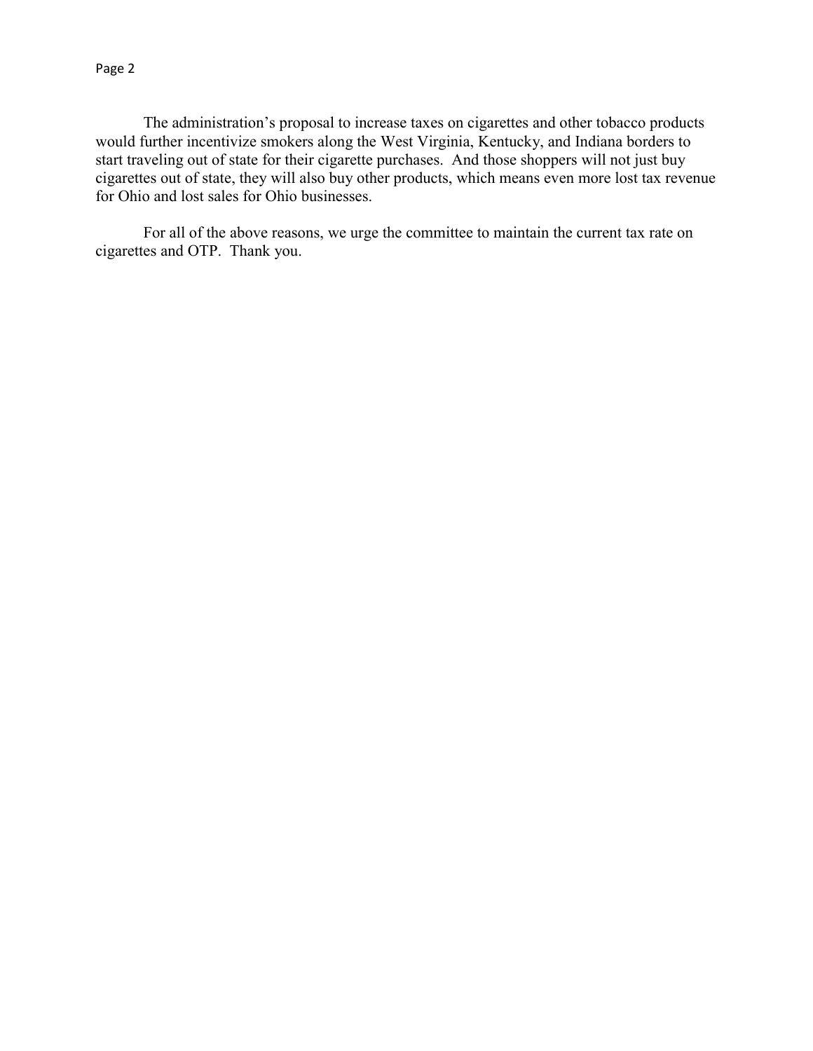The administration's proposal to increase taxes on cigarettes and other tobacco products would further incentivize smokers along the West Virginia, Kentucky, and Indiana borders to start traveling out of state for their cigarette purchases. And those shoppers will not just buy cigarettes out of state, they will also buy other products, which means even more lost tax revenue for Ohio and lost sales for Ohio businesses.

For all of the above reasons, we urge the committee to maintain the current tax rate on cigarettes and OTP. Thank you.